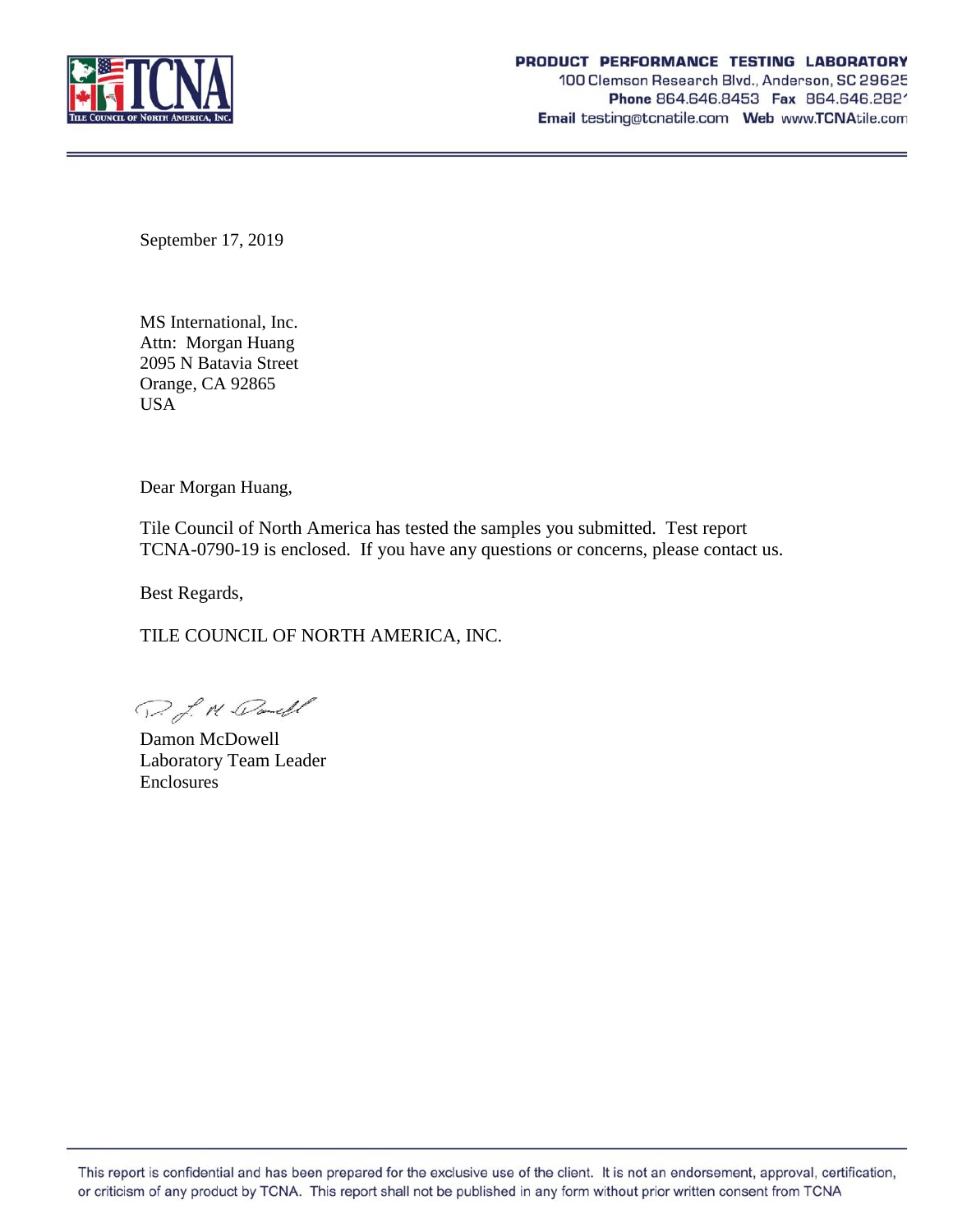**PRODUCT PERFORMANCE TESTING LABORATORY**
100 Clemson Research Blvd., Anderson, SC 29625
**Phone** 864.646.8453 **Fax** 864.646.2821
**Email** testing@tcnatile.com **Web** www.TCNAtile.com

September 17, 2019

MS International, Inc.
Attn: Morgan Huang
2095 N Batavia Street
Orange, CA 92865
USA

Dear Morgan Huang,

Tile Council of North America has tested the samples you submitted. Test report TCNA-0790-19 is enclosed. If you have any questions or concerns, please contact us.

Best Regards,

TILE COUNCIL OF NORTH AMERICA, INC.

Damon McDowell
Laboratory Team Leader
Enclosures

This report is confidential and has been prepared for the exclusive use of the client. It is not an endorsement, approval, certification, or criticism of any product by TCNA. This report shall not be published in any form without prior written consent from TCNA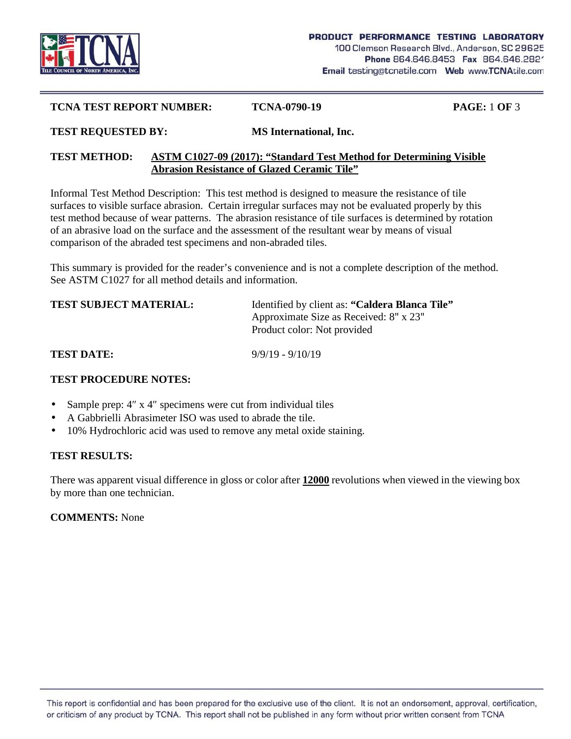**TCNA TEST REPORT NUMBER:** **TCNA-0790-19** **PAGE:** 1 **OF** 3

**TEST REQUESTED BY:** **MS International, Inc.**

**TEST METHOD:** **ASTM C1027-09 (2017): "Standard Test Method for Determining Visible Abrasion Resistance of Glazed Ceramic Tile"**

Informal Test Method Description: This test method is designed to measure the resistance of tile surfaces to visible surface abrasion. Certain irregular surfaces may not be evaluated properly by this test method because of wear patterns. The abrasion resistance of tile surfaces is determined by rotation of an abrasive load on the surface and the assessment of the resultant wear by means of visual comparison of the abraded test specimens and non-abraded tiles.

This summary is provided for the reader's convenience and is not a complete description of the method. See ASTM C1027 for all method details and information.

**TEST SUBJECT MATERIAL:** Identified by client as: **"Caldera Blanca Tile"**
Approximate Size as Received: 8" x 23"
Product color: Not provided

**TEST DATE:** 9/9/19 - 9/10/19

**TEST PROCEDURE NOTES:**

- Sample prep: 4″ x 4″ specimens were cut from individual tiles
- A Gabbrielli Abrasimeter ISO was used to abrade the tile.
- 10% Hydrochloric acid was used to remove any metal oxide staining.

**TEST RESULTS:**

There was apparent visual difference in gloss or color after **12000** revolutions when viewed in the viewing box by more than one technician.

**COMMENTS:** None

This report is confidential and has been prepared for the exclusive use of the client. It is not an endorsement, approval, certification, or criticism of any product by TCNA. This report shall not be published in any form without prior written consent from TCNA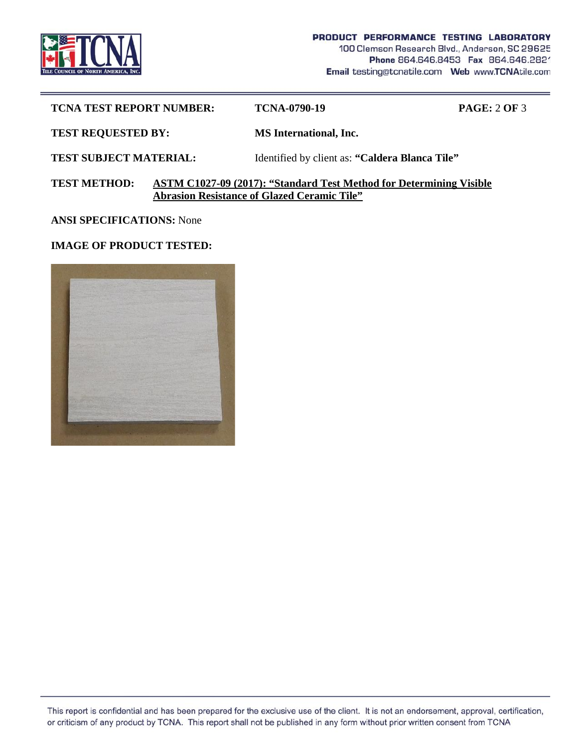**TCNA TEST REPORT NUMBER:** **TCNA-0790-19**

**TEST REQUESTED BY:** **MS International, Inc.**

**TEST SUBJECT MATERIAL:** Identified by client as: **"Caldera Blanca Tile"**

**TEST METHOD:** **ASTM C1027-09 (2017): "Standard Test Method for Determining Visible Abrasion Resistance of Glazed Ceramic Tile"**

**ANSI SPECIFICATIONS:** None

**IMAGE OF PRODUCT TESTED:**

This report is confidential and has been prepared for the exclusive use of the client. It is not an endorsement, approval, certification, or criticism of any product by TCNA. This report shall not be published in any form without prior written consent from TCNA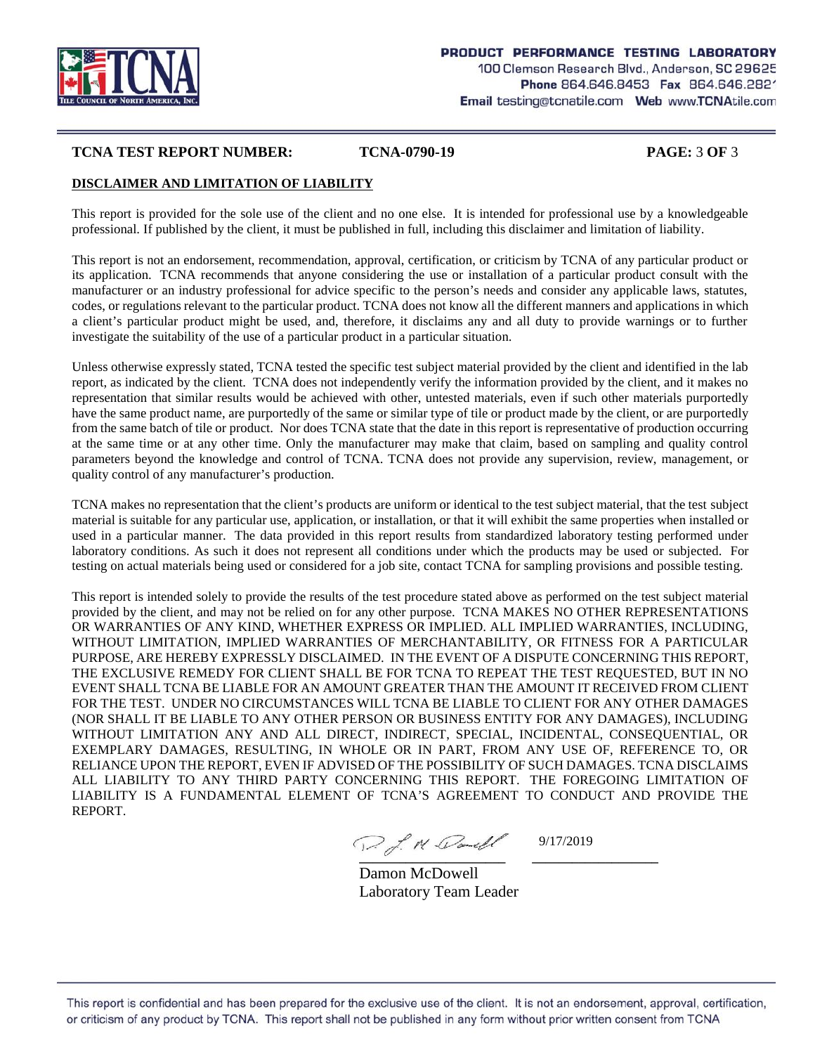**TCNA TEST REPORT NUMBER:** **TCNA-0790-19**

## DISCLAIMER AND LIMITATION OF LIABILITY

This report is provided for the sole use of the client and no one else. It is intended for professional use by a knowledgeable professional. If published by the client, it must be published in full, including this disclaimer and limitation of liability.

This report is not an endorsement, recommendation, approval, certification, or criticism by TCNA of any particular product or its application. TCNA recommends that anyone considering the use or installation of a particular product consult with the manufacturer or an industry professional for advice specific to the person's needs and consider any applicable laws, statutes, codes, or regulations relevant to the particular product. TCNA does not know all the different manners and applications in which a client's particular product might be used, and, therefore, it disclaims any and all duty to provide warnings or to further investigate the suitability of the use of a particular product in a particular situation.

Unless otherwise expressly stated, TCNA tested the specific test subject material provided by the client and identified in the lab report, as indicated by the client. TCNA does not independently verify the information provided by the client, and it makes no representation that similar results would be achieved with other, untested materials, even if such other materials purportedly have the same product name, are purportedly of the same or similar type of tile or product made by the client, or are purportedly from the same batch of tile or product. Nor does TCNA state that the date in this report is representative of production occurring at the same time or at any other time. Only the manufacturer may make that claim, based on sampling and quality control parameters beyond the knowledge and control of TCNA. TCNA does not provide any supervision, review, management, or quality control of any manufacturer's production.

TCNA makes no representation that the client's products are uniform or identical to the test subject material, that the test subject material is suitable for any particular use, application, or installation, or that it will exhibit the same properties when installed or used in a particular manner. The data provided in this report results from standardized laboratory testing performed under laboratory conditions. As such it does not represent all conditions under which the products may be used or subjected. For testing on actual materials being used or considered for a job site, contact TCNA for sampling provisions and possible testing.

This report is intended solely to provide the results of the test procedure stated above as performed on the test subject material provided by the client, and may not be relied on for any other purpose. TCNA MAKES NO OTHER REPRESENTATIONS OR WARRANTIES OF ANY KIND, WHETHER EXPRESS OR IMPLIED. ALL IMPLIED WARRANTIES, INCLUDING, WITHOUT LIMITATION, IMPLIED WARRANTIES OF MERCHANTABILITY, OR FITNESS FOR A PARTICULAR PURPOSE, ARE HEREBY EXPRESSLY DISCLAIMED. IN THE EVENT OF A DISPUTE CONCERNING THIS REPORT, THE EXCLUSIVE REMEDY FOR CLIENT SHALL BE FOR TCNA TO REPEAT THE TEST REQUESTED, BUT IN NO EVENT SHALL TCNA BE LIABLE FOR AN AMOUNT GREATER THAN THE AMOUNT IT RECEIVED FROM CLIENT FOR THE TEST. UNDER NO CIRCUMSTANCES WILL TCNA BE LIABLE TO CLIENT FOR ANY OTHER DAMAGES (NOR SHALL IT BE LIABLE TO ANY OTHER PERSON OR BUSINESS ENTITY FOR ANY DAMAGES), INCLUDING WITHOUT LIMITATION ANY AND ALL DIRECT, INDIRECT, SPECIAL, INCIDENTAL, CONSEQUENTIAL, OR EXEMPLARY DAMAGES, RESULTING, IN WHOLE OR IN PART, FROM ANY USE OF, REFERENCE TO, OR RELIANCE UPON THE REPORT, EVEN IF ADVISED OF THE POSSIBILITY OF SUCH DAMAGES. TCNA DISCLAIMS ALL LIABILITY TO ANY THIRD PARTY CONCERNING THIS REPORT. THE FOREGOING LIMITATION OF LIABILITY IS A FUNDAMENTAL ELEMENT OF TCNA'S AGREEMENT TO CONDUCT AND PROVIDE THE REPORT.

9/17/2019

Damon McDowell
Laboratory Team Leader